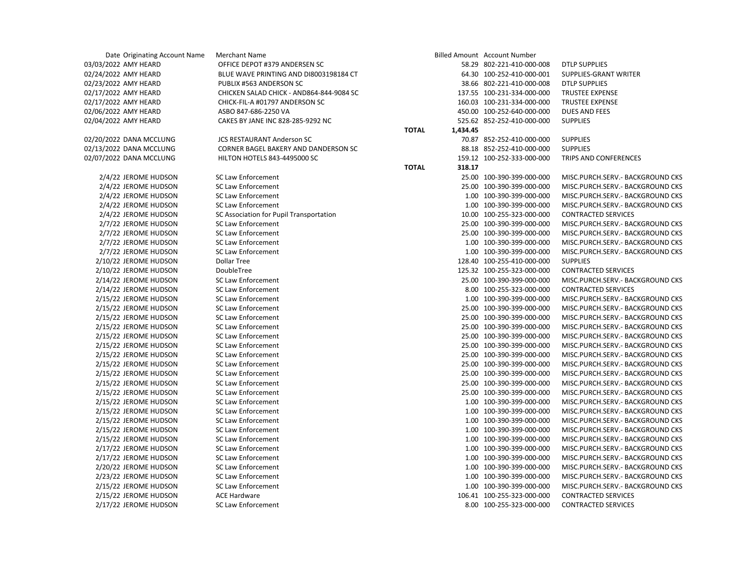| Date | Originating Account Name | Merchant Name | | Billed Amount | Account Number | |
|---|---|---|---|---|---|---|
| 03/03/2022 | AMY HEARD | OFFICE DEPOT #379 ANDERSEN SC | | 58.29 | 802-221-410-000-008 | DTLP SUPPLIES |
| 02/24/2022 | AMY HEARD | BLUE WAVE PRINTING AND DI8003198184 CT | | 64.30 | 100-252-410-000-001 | SUPPLIES-GRANT WRITER |
| 02/23/2022 | AMY HEARD | PUBLIX #563 ANDERSON SC | | 38.66 | 802-221-410-000-008 | DTLP SUPPLIES |
| 02/17/2022 | AMY HEARD | CHICKEN SALAD CHICK - AND864-844-9084 SC | | 137.55 | 100-231-334-000-000 | TRUSTEE EXPENSE |
| 02/17/2022 | AMY HEARD | CHICK-FIL-A #01797 ANDERSON SC | | 160.03 | 100-231-334-000-000 | TRUSTEE EXPENSE |
| 02/06/2022 | AMY HEARD | ASBO 847-686-2250 VA | | 450.00 | 100-252-640-000-000 | DUES AND FEES |
| 02/04/2022 | AMY HEARD | CAKES BY JANE INC 828-285-9292 NC | | 525.62 | 852-252-410-000-000 | SUPPLIES |
| | | | **TOTAL** | **1,434.45** | | |
| 02/20/2022 | DANA MCCLUNG | JCS RESTAURANT Anderson SC | | 70.87 | 852-252-410-000-000 | SUPPLIES |
| 02/13/2022 | DANA MCCLUNG | CORNER BAGEL BAKERY AND DANDERSON SC | | 88.18 | 852-252-410-000-000 | SUPPLIES |
| 02/07/2022 | DANA MCCLUNG | HILTON HOTELS 843-4495000 SC | | 159.12 | 100-252-333-000-000 | TRIPS AND CONFERENCES |
| | | | **TOTAL** | **318.17** | | |
| 2/4/22 | JEROME HUDSON | SC Law Enforcement | | 25.00 | 100-390-399-000-000 | MISC.PURCH.SERV.- BACKGROUND CKS |
| 2/4/22 | JEROME HUDSON | SC Law Enforcement | | 25.00 | 100-390-399-000-000 | MISC.PURCH.SERV.- BACKGROUND CKS |
| 2/4/22 | JEROME HUDSON | SC Law Enforcement | | 1.00 | 100-390-399-000-000 | MISC.PURCH.SERV.- BACKGROUND CKS |
| 2/4/22 | JEROME HUDSON | SC Law Enforcement | | 1.00 | 100-390-399-000-000 | MISC.PURCH.SERV.- BACKGROUND CKS |
| 2/4/22 | JEROME HUDSON | SC Association for Pupil Transportation | | 10.00 | 100-255-323-000-000 | CONTRACTED SERVICES |
| 2/7/22 | JEROME HUDSON | SC Law Enforcement | | 25.00 | 100-390-399-000-000 | MISC.PURCH.SERV.- BACKGROUND CKS |
| 2/7/22 | JEROME HUDSON | SC Law Enforcement | | 25.00 | 100-390-399-000-000 | MISC.PURCH.SERV.- BACKGROUND CKS |
| 2/7/22 | JEROME HUDSON | SC Law Enforcement | | 1.00 | 100-390-399-000-000 | MISC.PURCH.SERV.- BACKGROUND CKS |
| 2/7/22 | JEROME HUDSON | SC Law Enforcement | | 1.00 | 100-390-399-000-000 | MISC.PURCH.SERV.- BACKGROUND CKS |
| 2/10/22 | JEROME HUDSON | Dollar Tree | | 128.40 | 100-255-410-000-000 | SUPPLIES |
| 2/10/22 | JEROME HUDSON | DoubleTree | | 125.32 | 100-255-323-000-000 | CONTRACTED SERVICES |
| 2/14/22 | JEROME HUDSON | SC Law Enforcement | | 25.00 | 100-390-399-000-000 | MISC.PURCH.SERV.- BACKGROUND CKS |
| 2/14/22 | JEROME HUDSON | SC Law Enforcement | | 8.00 | 100-255-323-000-000 | CONTRACTED SERVICES |
| 2/15/22 | JEROME HUDSON | SC Law Enforcement | | 1.00 | 100-390-399-000-000 | MISC.PURCH.SERV.- BACKGROUND CKS |
| 2/15/22 | JEROME HUDSON | SC Law Enforcement | | 25.00 | 100-390-399-000-000 | MISC.PURCH.SERV.- BACKGROUND CKS |
| 2/15/22 | JEROME HUDSON | SC Law Enforcement | | 25.00 | 100-390-399-000-000 | MISC.PURCH.SERV.- BACKGROUND CKS |
| 2/15/22 | JEROME HUDSON | SC Law Enforcement | | 25.00 | 100-390-399-000-000 | MISC.PURCH.SERV.- BACKGROUND CKS |
| 2/15/22 | JEROME HUDSON | SC Law Enforcement | | 25.00 | 100-390-399-000-000 | MISC.PURCH.SERV.- BACKGROUND CKS |
| 2/15/22 | JEROME HUDSON | SC Law Enforcement | | 25.00 | 100-390-399-000-000 | MISC.PURCH.SERV.- BACKGROUND CKS |
| 2/15/22 | JEROME HUDSON | SC Law Enforcement | | 25.00 | 100-390-399-000-000 | MISC.PURCH.SERV.- BACKGROUND CKS |
| 2/15/22 | JEROME HUDSON | SC Law Enforcement | | 25.00 | 100-390-399-000-000 | MISC.PURCH.SERV.- BACKGROUND CKS |
| 2/15/22 | JEROME HUDSON | SC Law Enforcement | | 25.00 | 100-390-399-000-000 | MISC.PURCH.SERV.- BACKGROUND CKS |
| 2/15/22 | JEROME HUDSON | SC Law Enforcement | | 25.00 | 100-390-399-000-000 | MISC.PURCH.SERV.- BACKGROUND CKS |
| 2/15/22 | JEROME HUDSON | SC Law Enforcement | | 25.00 | 100-390-399-000-000 | MISC.PURCH.SERV.- BACKGROUND CKS |
| 2/15/22 | JEROME HUDSON | SC Law Enforcement | | 1.00 | 100-390-399-000-000 | MISC.PURCH.SERV.- BACKGROUND CKS |
| 2/15/22 | JEROME HUDSON | SC Law Enforcement | | 1.00 | 100-390-399-000-000 | MISC.PURCH.SERV.- BACKGROUND CKS |
| 2/15/22 | JEROME HUDSON | SC Law Enforcement | | 1.00 | 100-390-399-000-000 | MISC.PURCH.SERV.- BACKGROUND CKS |
| 2/15/22 | JEROME HUDSON | SC Law Enforcement | | 1.00 | 100-390-399-000-000 | MISC.PURCH.SERV.- BACKGROUND CKS |
| 2/15/22 | JEROME HUDSON | SC Law Enforcement | | 1.00 | 100-390-399-000-000 | MISC.PURCH.SERV.- BACKGROUND CKS |
| 2/17/22 | JEROME HUDSON | SC Law Enforcement | | 1.00 | 100-390-399-000-000 | MISC.PURCH.SERV.- BACKGROUND CKS |
| 2/17/22 | JEROME HUDSON | SC Law Enforcement | | 1.00 | 100-390-399-000-000 | MISC.PURCH.SERV.- BACKGROUND CKS |
| 2/20/22 | JEROME HUDSON | SC Law Enforcement | | 1.00 | 100-390-399-000-000 | MISC.PURCH.SERV.- BACKGROUND CKS |
| 2/23/22 | JEROME HUDSON | SC Law Enforcement | | 1.00 | 100-390-399-000-000 | MISC.PURCH.SERV.- BACKGROUND CKS |
| 2/15/22 | JEROME HUDSON | SC Law Enforcement | | 1.00 | 100-390-399-000-000 | MISC.PURCH.SERV.- BACKGROUND CKS |
| 2/15/22 | JEROME HUDSON | ACE Hardware | | 106.41 | 100-255-323-000-000 | CONTRACTED SERVICES |
| 2/17/22 | JEROME HUDSON | SC Law Enforcement | | 8.00 | 100-255-323-000-000 | CONTRACTED SERVICES |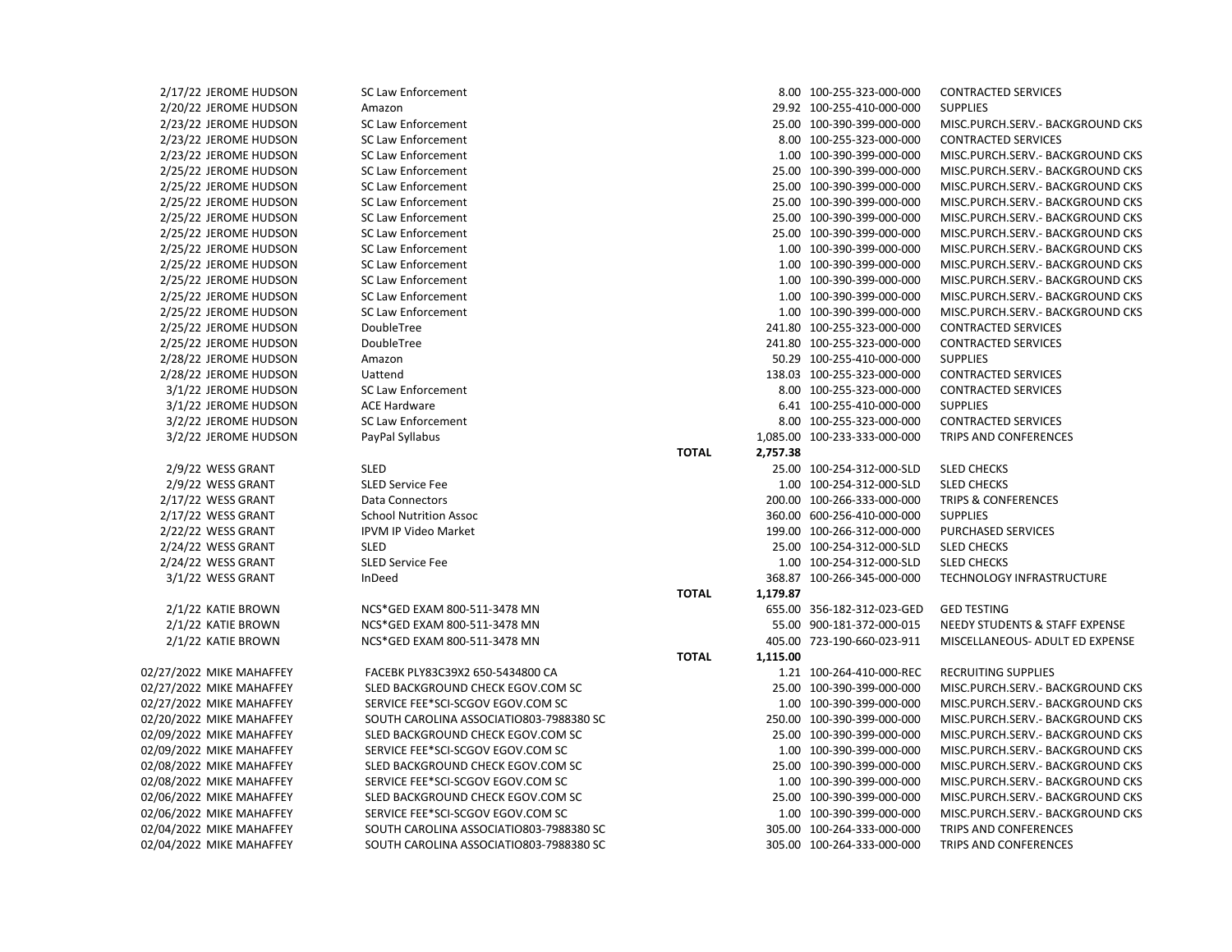| Date | Name | Vendor | | Amount | Account | Description |
|---|---|---|---|---|---|---|
| 2/17/22 | JEROME HUDSON | SC Law Enforcement | | 8.00 | 100-255-323-000-000 | CONTRACTED SERVICES |
| 2/20/22 | JEROME HUDSON | Amazon | | 29.92 | 100-255-410-000-000 | SUPPLIES |
| 2/23/22 | JEROME HUDSON | SC Law Enforcement | | 25.00 | 100-390-399-000-000 | MISC.PURCH.SERV.- BACKGROUND CKS |
| 2/23/22 | JEROME HUDSON | SC Law Enforcement | | 8.00 | 100-255-323-000-000 | CONTRACTED SERVICES |
| 2/23/22 | JEROME HUDSON | SC Law Enforcement | | 1.00 | 100-390-399-000-000 | MISC.PURCH.SERV.- BACKGROUND CKS |
| 2/25/22 | JEROME HUDSON | SC Law Enforcement | | 25.00 | 100-390-399-000-000 | MISC.PURCH.SERV.- BACKGROUND CKS |
| 2/25/22 | JEROME HUDSON | SC Law Enforcement | | 25.00 | 100-390-399-000-000 | MISC.PURCH.SERV.- BACKGROUND CKS |
| 2/25/22 | JEROME HUDSON | SC Law Enforcement | | 25.00 | 100-390-399-000-000 | MISC.PURCH.SERV.- BACKGROUND CKS |
| 2/25/22 | JEROME HUDSON | SC Law Enforcement | | 25.00 | 100-390-399-000-000 | MISC.PURCH.SERV.- BACKGROUND CKS |
| 2/25/22 | JEROME HUDSON | SC Law Enforcement | | 25.00 | 100-390-399-000-000 | MISC.PURCH.SERV.- BACKGROUND CKS |
| 2/25/22 | JEROME HUDSON | SC Law Enforcement | | 1.00 | 100-390-399-000-000 | MISC.PURCH.SERV.- BACKGROUND CKS |
| 2/25/22 | JEROME HUDSON | SC Law Enforcement | | 1.00 | 100-390-399-000-000 | MISC.PURCH.SERV.- BACKGROUND CKS |
| 2/25/22 | JEROME HUDSON | SC Law Enforcement | | 1.00 | 100-390-399-000-000 | MISC.PURCH.SERV.- BACKGROUND CKS |
| 2/25/22 | JEROME HUDSON | SC Law Enforcement | | 1.00 | 100-390-399-000-000 | MISC.PURCH.SERV.- BACKGROUND CKS |
| 2/25/22 | JEROME HUDSON | SC Law Enforcement | | 1.00 | 100-390-399-000-000 | MISC.PURCH.SERV.- BACKGROUND CKS |
| 2/25/22 | JEROME HUDSON | DoubleTree | | 241.80 | 100-255-323-000-000 | CONTRACTED SERVICES |
| 2/25/22 | JEROME HUDSON | DoubleTree | | 241.80 | 100-255-323-000-000 | CONTRACTED SERVICES |
| 2/28/22 | JEROME HUDSON | Amazon | | 50.29 | 100-255-410-000-000 | SUPPLIES |
| 2/28/22 | JEROME HUDSON | Uattend | | 138.03 | 100-255-323-000-000 | CONTRACTED SERVICES |
| 3/1/22 | JEROME HUDSON | SC Law Enforcement | | 8.00 | 100-255-323-000-000 | CONTRACTED SERVICES |
| 3/1/22 | JEROME HUDSON | ACE Hardware | | 6.41 | 100-255-410-000-000 | SUPPLIES |
| 3/2/22 | JEROME HUDSON | SC Law Enforcement | | 8.00 | 100-255-323-000-000 | CONTRACTED SERVICES |
| 3/2/22 | JEROME HUDSON | PayPal Syllabus | | 1,085.00 | 100-233-333-000-000 | TRIPS AND CONFERENCES |
| | | | **TOTAL** | **2,757.38** | | |
| 2/9/22 | WESS GRANT | SLED | | 25.00 | 100-254-312-000-SLD | SLED CHECKS |
| 2/9/22 | WESS GRANT | SLED Service Fee | | 1.00 | 100-254-312-000-SLD | SLED CHECKS |
| 2/17/22 | WESS GRANT | Data Connectors | | 200.00 | 100-266-333-000-000 | TRIPS & CONFERENCES |
| 2/17/22 | WESS GRANT | School Nutrition Assoc | | 360.00 | 600-256-410-000-000 | SUPPLIES |
| 2/22/22 | WESS GRANT | IPVM IP Video Market | | 199.00 | 100-266-312-000-000 | PURCHASED SERVICES |
| 2/24/22 | WESS GRANT | SLED | | 25.00 | 100-254-312-000-SLD | SLED CHECKS |
| 2/24/22 | WESS GRANT | SLED Service Fee | | 1.00 | 100-254-312-000-SLD | SLED CHECKS |
| 3/1/22 | WESS GRANT | InDeed | | 368.87 | 100-266-345-000-000 | TECHNOLOGY INFRASTRUCTURE |
| | | | **TOTAL** | **1,179.87** | | |
| 2/1/22 | KATIE BROWN | NCS*GED EXAM 800-511-3478 MN | | 655.00 | 356-182-312-023-GED | GED TESTING |
| 2/1/22 | KATIE BROWN | NCS*GED EXAM 800-511-3478 MN | | 55.00 | 900-181-372-000-015 | NEEDY STUDENTS & STAFF EXPENSE |
| 2/1/22 | KATIE BROWN | NCS*GED EXAM 800-511-3478 MN | | 405.00 | 723-190-660-023-911 | MISCELLANEOUS- ADULT ED EXPENSE |
| | | | **TOTAL** | **1,115.00** | | |
| 02/27/2022 | MIKE MAHAFFEY | FACEBK PLY83C39X2 650-5434800 CA | | 1.21 | 100-264-410-000-REC | RECRUITING SUPPLIES |
| 02/27/2022 | MIKE MAHAFFEY | SLED BACKGROUND CHECK EGOV.COM SC | | 25.00 | 100-390-399-000-000 | MISC.PURCH.SERV.- BACKGROUND CKS |
| 02/27/2022 | MIKE MAHAFFEY | SERVICE FEE*SCI-SCGOV EGOV.COM SC | | 1.00 | 100-390-399-000-000 | MISC.PURCH.SERV.- BACKGROUND CKS |
| 02/20/2022 | MIKE MAHAFFEY | SOUTH CAROLINA ASSOCIATIO803-7988380 SC | | 250.00 | 100-390-399-000-000 | MISC.PURCH.SERV.- BACKGROUND CKS |
| 02/09/2022 | MIKE MAHAFFEY | SLED BACKGROUND CHECK EGOV.COM SC | | 25.00 | 100-390-399-000-000 | MISC.PURCH.SERV.- BACKGROUND CKS |
| 02/09/2022 | MIKE MAHAFFEY | SERVICE FEE*SCI-SCGOV EGOV.COM SC | | 1.00 | 100-390-399-000-000 | MISC.PURCH.SERV.- BACKGROUND CKS |
| 02/08/2022 | MIKE MAHAFFEY | SLED BACKGROUND CHECK EGOV.COM SC | | 25.00 | 100-390-399-000-000 | MISC.PURCH.SERV.- BACKGROUND CKS |
| 02/08/2022 | MIKE MAHAFFEY | SERVICE FEE*SCI-SCGOV EGOV.COM SC | | 1.00 | 100-390-399-000-000 | MISC.PURCH.SERV.- BACKGROUND CKS |
| 02/06/2022 | MIKE MAHAFFEY | SLED BACKGROUND CHECK EGOV.COM SC | | 25.00 | 100-390-399-000-000 | MISC.PURCH.SERV.- BACKGROUND CKS |
| 02/06/2022 | MIKE MAHAFFEY | SERVICE FEE*SCI-SCGOV EGOV.COM SC | | 1.00 | 100-390-399-000-000 | MISC.PURCH.SERV.- BACKGROUND CKS |
| 02/04/2022 | MIKE MAHAFFEY | SOUTH CAROLINA ASSOCIATIO803-7988380 SC | | 305.00 | 100-264-333-000-000 | TRIPS AND CONFERENCES |
| 02/04/2022 | MIKE MAHAFFEY | SOUTH CAROLINA ASSOCIATIO803-7988380 SC | | 305.00 | 100-264-333-000-000 | TRIPS AND CONFERENCES |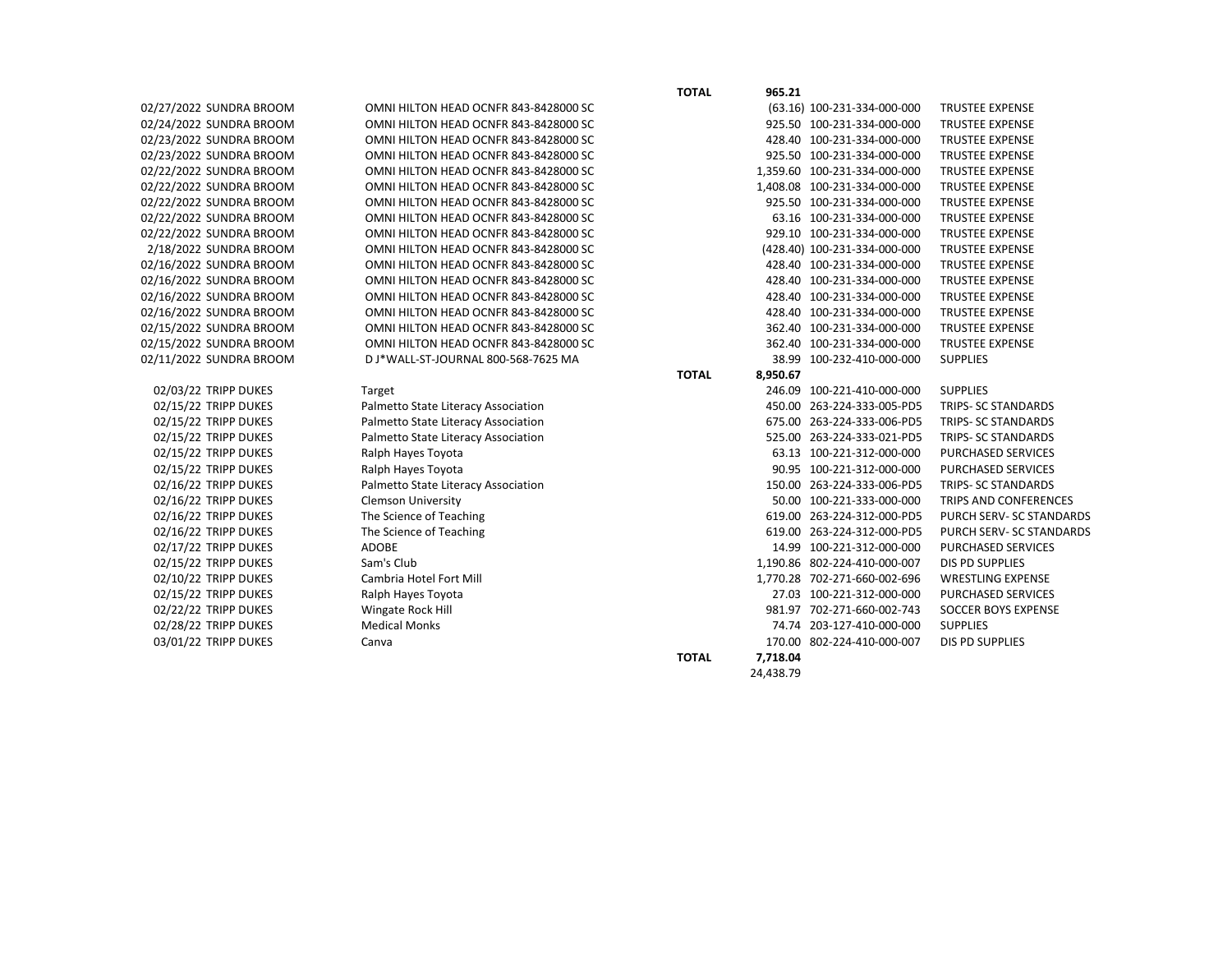| | | | | | |
|---|---|---|---|---|---|
| | | **TOTAL** | **965.21** | | |
| 02/27/2022 SUNDRA BROOM | OMNI HILTON HEAD OCNFR 843-8428000 SC | | (63.16) | 100-231-334-000-000 | TRUSTEE EXPENSE |
| 02/24/2022 SUNDRA BROOM | OMNI HILTON HEAD OCNFR 843-8428000 SC | | 925.50 | 100-231-334-000-000 | TRUSTEE EXPENSE |
| 02/23/2022 SUNDRA BROOM | OMNI HILTON HEAD OCNFR 843-8428000 SC | | 428.40 | 100-231-334-000-000 | TRUSTEE EXPENSE |
| 02/23/2022 SUNDRA BROOM | OMNI HILTON HEAD OCNFR 843-8428000 SC | | 925.50 | 100-231-334-000-000 | TRUSTEE EXPENSE |
| 02/22/2022 SUNDRA BROOM | OMNI HILTON HEAD OCNFR 843-8428000 SC | | 1,359.60 | 100-231-334-000-000 | TRUSTEE EXPENSE |
| 02/22/2022 SUNDRA BROOM | OMNI HILTON HEAD OCNFR 843-8428000 SC | | 1,408.08 | 100-231-334-000-000 | TRUSTEE EXPENSE |
| 02/22/2022 SUNDRA BROOM | OMNI HILTON HEAD OCNFR 843-8428000 SC | | 925.50 | 100-231-334-000-000 | TRUSTEE EXPENSE |
| 02/22/2022 SUNDRA BROOM | OMNI HILTON HEAD OCNFR 843-8428000 SC | | 63.16 | 100-231-334-000-000 | TRUSTEE EXPENSE |
| 02/22/2022 SUNDRA BROOM | OMNI HILTON HEAD OCNFR 843-8428000 SC | | 929.10 | 100-231-334-000-000 | TRUSTEE EXPENSE |
| 2/18/2022 SUNDRA BROOM | OMNI HILTON HEAD OCNFR 843-8428000 SC | | (428.40) | 100-231-334-000-000 | TRUSTEE EXPENSE |
| 02/16/2022 SUNDRA BROOM | OMNI HILTON HEAD OCNFR 843-8428000 SC | | 428.40 | 100-231-334-000-000 | TRUSTEE EXPENSE |
| 02/16/2022 SUNDRA BROOM | OMNI HILTON HEAD OCNFR 843-8428000 SC | | 428.40 | 100-231-334-000-000 | TRUSTEE EXPENSE |
| 02/16/2022 SUNDRA BROOM | OMNI HILTON HEAD OCNFR 843-8428000 SC | | 428.40 | 100-231-334-000-000 | TRUSTEE EXPENSE |
| 02/16/2022 SUNDRA BROOM | OMNI HILTON HEAD OCNFR 843-8428000 SC | | 428.40 | 100-231-334-000-000 | TRUSTEE EXPENSE |
| 02/15/2022 SUNDRA BROOM | OMNI HILTON HEAD OCNFR 843-8428000 SC | | 362.40 | 100-231-334-000-000 | TRUSTEE EXPENSE |
| 02/15/2022 SUNDRA BROOM | OMNI HILTON HEAD OCNFR 843-8428000 SC | | 362.40 | 100-231-334-000-000 | TRUSTEE EXPENSE |
| 02/11/2022 SUNDRA BROOM | D J*WALL-ST-JOURNAL 800-568-7625 MA | | 38.99 | 100-232-410-000-000 | SUPPLIES |
| | | **TOTAL** | **8,950.67** | | |
| 02/03/22 TRIPP DUKES | Target | | 246.09 | 100-221-410-000-000 | SUPPLIES |
| 02/15/22 TRIPP DUKES | Palmetto State Literacy Association | | 450.00 | 263-224-333-005-PD5 | TRIPS- SC STANDARDS |
| 02/15/22 TRIPP DUKES | Palmetto State Literacy Association | | 675.00 | 263-224-333-006-PD5 | TRIPS- SC STANDARDS |
| 02/15/22 TRIPP DUKES | Palmetto State Literacy Association | | 525.00 | 263-224-333-021-PD5 | TRIPS- SC STANDARDS |
| 02/15/22 TRIPP DUKES | Ralph Hayes Toyota | | 63.13 | 100-221-312-000-000 | PURCHASED SERVICES |
| 02/15/22 TRIPP DUKES | Ralph Hayes Toyota | | 90.95 | 100-221-312-000-000 | PURCHASED SERVICES |
| 02/16/22 TRIPP DUKES | Palmetto State Literacy Association | | 150.00 | 263-224-333-006-PD5 | TRIPS- SC STANDARDS |
| 02/16/22 TRIPP DUKES | Clemson University | | 50.00 | 100-221-333-000-000 | TRIPS AND CONFERENCES |
| 02/16/22 TRIPP DUKES | The Science of Teaching | | 619.00 | 263-224-312-000-PD5 | PURCH SERV- SC STANDARDS |
| 02/16/22 TRIPP DUKES | The Science of Teaching | | 619.00 | 263-224-312-000-PD5 | PURCH SERV- SC STANDARDS |
| 02/17/22 TRIPP DUKES | ADOBE | | 14.99 | 100-221-312-000-000 | PURCHASED SERVICES |
| 02/15/22 TRIPP DUKES | Sam's Club | | 1,190.86 | 802-224-410-000-007 | DIS PD SUPPLIES |
| 02/10/22 TRIPP DUKES | Cambria Hotel Fort Mill | | 1,770.28 | 702-271-660-002-696 | WRESTLING EXPENSE |
| 02/15/22 TRIPP DUKES | Ralph Hayes Toyota | | 27.03 | 100-221-312-000-000 | PURCHASED SERVICES |
| 02/22/22 TRIPP DUKES | Wingate Rock Hill | | 981.97 | 702-271-660-002-743 | SOCCER BOYS EXPENSE |
| 02/28/22 TRIPP DUKES | Medical Monks | | 74.74 | 203-127-410-000-000 | SUPPLIES |
| 03/01/22 TRIPP DUKES | Canva | | 170.00 | 802-224-410-000-007 | DIS PD SUPPLIES |
| | | **TOTAL** | **7,718.04** | | |
| | | | 24,438.79 | | |